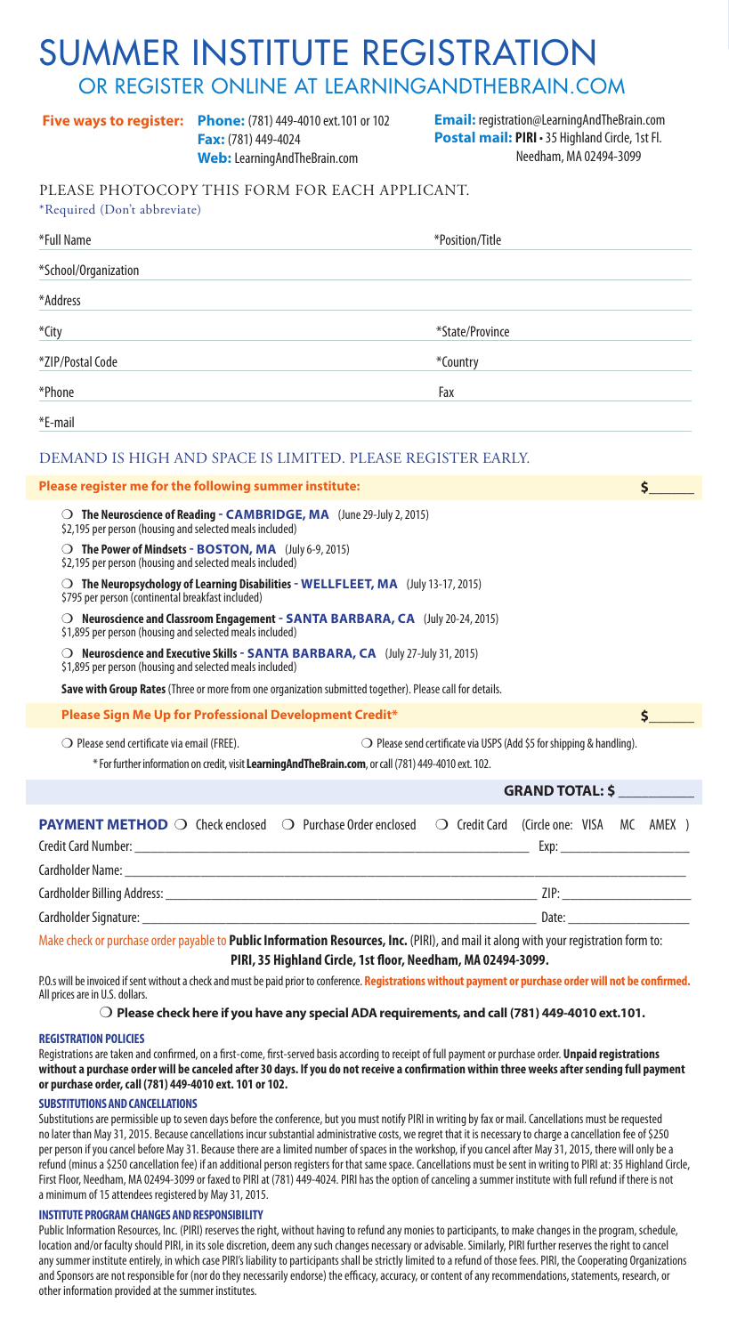# SUMMER INSTITUTE REGISTRATION

## OR REGISTER ONLINE AT LEARNINGANDTHEBRAIN.COM

**Five ways to register:** **Phone:** (781) 449-4010 ext.101 or 102
**Fax:** (781) 449-4024
**Web:** LearningAndTheBrain.com
**Email:** registration@LearningAndTheBrain.com
**Postal mail:** **PIRI** • 35 Highland Circle, 1st Fl. Needham, MA 02494-3099

PLEASE PHOTOCOPY THIS FORM FOR EACH APPLICANT.

*Required (Don't abbreviate)

*Full Name ____________________ *Position/Title ____________________

*School/Organization ____________________

*Address ____________________

*City ____________________ *State/Province ____________________

*ZIP/Postal Code ____________________ *Country ____________________

*Phone ____________________ Fax ____________________

*E-mail ____________________

DEMAND IS HIGH AND SPACE IS LIMITED. PLEASE REGISTER EARLY.

**Please register me for the following summer institute:** **$______**

❍ **The Neuroscience of Reading - CAMBRIDGE, MA** (June 29-July 2, 2015)
$2,195 per person (housing and selected meals included)

❍ **The Power of Mindsets - BOSTON, MA** (July 6-9, 2015)
$2,195 per person (housing and selected meals included)

❍ **The Neuropsychology of Learning Disabilities - WELLFLEET, MA** (July 13-17, 2015)
$795 per person (continental breakfast included)

❍ **Neuroscience and Classroom Engagement - SANTA BARBARA, CA** (July 20-24, 2015)
$1,895 per person (housing and selected meals included)

❍ **Neuroscience and Executive Skills - SANTA BARBARA, CA** (July 27-July 31, 2015)
$1,895 per person (housing and selected meals included)

**Save with Group Rates** (Three or more from one organization submitted together). Please call for details.

**Please Sign Me Up for Professional Development Credit*** **$______**

❍ Please send certificate via email (FREE). ❍ Please send certificate via USPS (Add $5 for shipping & handling).

* For further information on credit, visit **LearningAndTheBrain.com**, or call (781) 449-4010 ext. 102.

**GRAND TOTAL: $ __________**

**PAYMENT METHOD** ❍ Check enclosed ❍ Purchase Order enclosed ❍ Credit Card (Circle one: VISA MC AMEX )

Credit Card Number: ____________________ Exp: ____________________

Cardholder Name: ____________________

Cardholder Billing Address: ____________________ ZIP: ____________________

Cardholder Signature: ____________________ Date: ____________________

Make check or purchase order payable to **Public Information Resources, Inc.** (PIRI), and mail it along with your registration form to:
**PIRI, 35 Highland Circle, 1st floor, Needham, MA 02494-3099.**

P.O.s will be invoiced if sent without a check and must be paid prior to conference. **Registrations without payment or purchase order will not be confirmed.** All prices are in U.S. dollars.

❍ **Please check here if you have any special ADA requirements, and call (781) 449-4010 ext.101.**

### REGISTRATION POLICIES

Registrations are taken and confirmed, on a first-come, first-served basis according to receipt of full payment or purchase order. **Unpaid registrations without a purchase order will be canceled after 30 days. If you do not receive a confirmation within three weeks after sending full payment or purchase order, call (781) 449-4010 ext. 101 or 102.**

### SUBSTITUTIONS AND CANCELLATIONS

Substitutions are permissible up to seven days before the conference, but you must notify PIRI in writing by fax or mail. Cancellations must be requested no later than May 31, 2015. Because cancellations incur substantial administrative costs, we regret that it is necessary to charge a cancellation fee of $250 per person if you cancel before May 31. Because there are a limited number of spaces in the workshop, if you cancel after May 31, 2015, there will only be a refund (minus a $250 cancellation fee) if an additional person registers for that same space. Cancellations must be sent in writing to PIRI at: 35 Highland Circle, First Floor, Needham, MA 02494-3099 or faxed to PIRI at (781) 449-4024. PIRI has the option of canceling a summer institute with full refund if there is not a minimum of 15 attendees registered by May 31, 2015.

### INSTITUTE PROGRAM CHANGES AND RESPONSIBILITY

Public Information Resources, Inc. (PIRI) reserves the right, without having to refund any monies to participants, to make changes in the program, schedule, location and/or faculty should PIRI, in its sole discretion, deem any such changes necessary or advisable. Similarly, PIRI further reserves the right to cancel any summer institute entirely, in which case PIRI's liability to participants shall be strictly limited to a refund of those fees. PIRI, the Cooperating Organizations and Sponsors are not responsible for (nor do they necessarily endorse) the efficacy, accuracy, or content of any recommendations, statements, research, or other information provided at the summer institutes.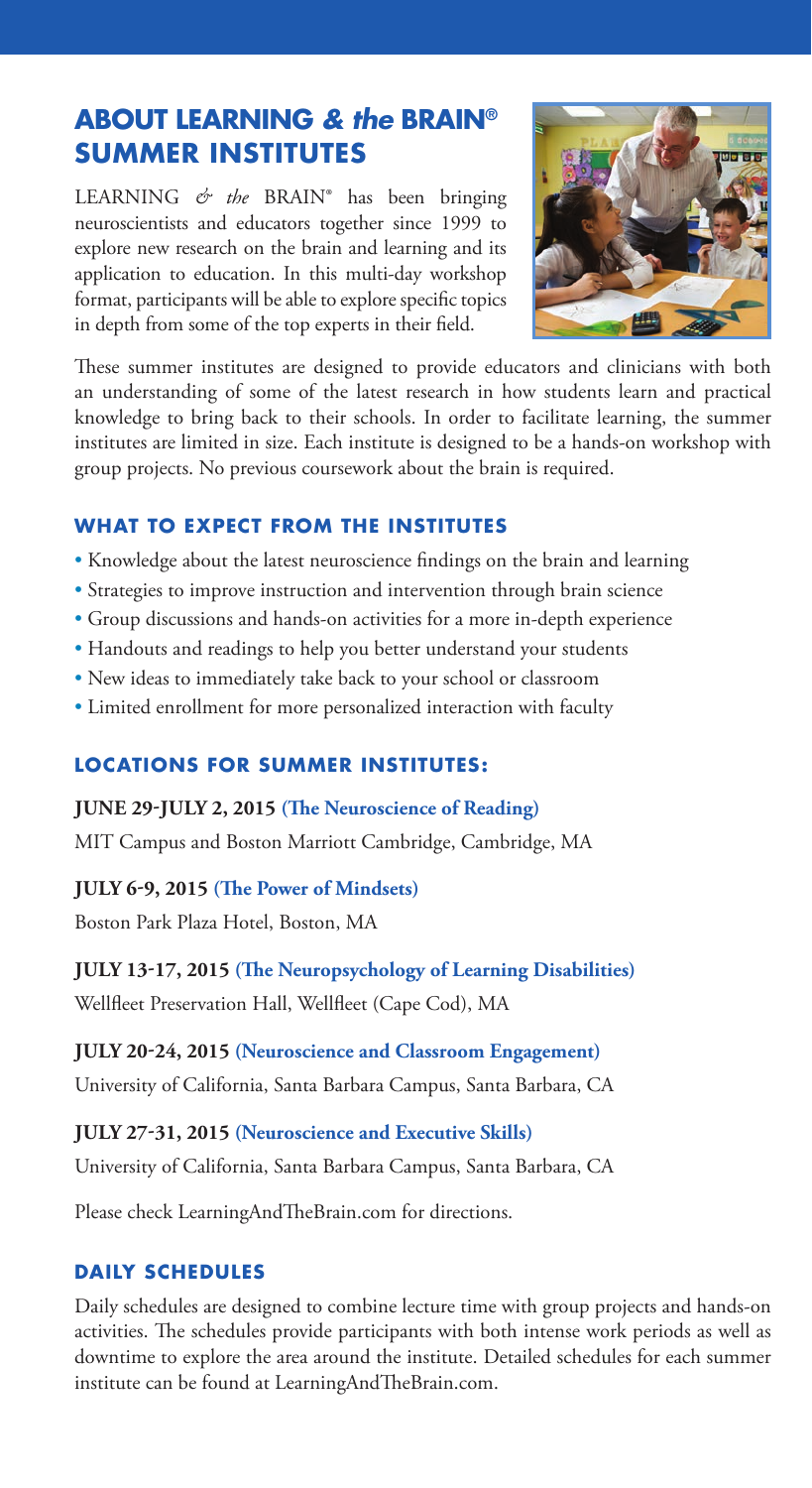## ABOUT LEARNING *& the* BRAIN® SUMMER INSTITUTES

LEARNING *& the* BRAIN® has been bringing neuroscientists and educators together since 1999 to explore new research on the brain and learning and its application to education. In this multi-day workshop format, participants will be able to explore specific topics in depth from some of the top experts in their field.

These summer institutes are designed to provide educators and clinicians with both an understanding of some of the latest research in how students learn and practical knowledge to bring back to their schools. In order to facilitate learning, the summer institutes are limited in size. Each institute is designed to be a hands-on workshop with group projects. No previous coursework about the brain is required.

### WHAT TO EXPECT FROM THE INSTITUTES

- Knowledge about the latest neuroscience findings on the brain and learning
- Strategies to improve instruction and intervention through brain science
- Group discussions and hands-on activities for a more in-depth experience
- Handouts and readings to help you better understand your students
- New ideas to immediately take back to your school or classroom
- Limited enrollment for more personalized interaction with faculty

### LOCATIONS FOR SUMMER INSTITUTES:

**JUNE 29-JULY 2, 2015 (The Neuroscience of Reading)**
MIT Campus and Boston Marriott Cambridge, Cambridge, MA

**JULY 6-9, 2015 (The Power of Mindsets)**
Boston Park Plaza Hotel, Boston, MA

**JULY 13-17, 2015 (The Neuropsychology of Learning Disabilities)**
Wellfleet Preservation Hall, Wellfleet (Cape Cod), MA

**JULY 20-24, 2015 (Neuroscience and Classroom Engagement)**
University of California, Santa Barbara Campus, Santa Barbara, CA

**JULY 27-31, 2015 (Neuroscience and Executive Skills)**
University of California, Santa Barbara Campus, Santa Barbara, CA

Please check LearningAndTheBrain.com for directions.

### DAILY SCHEDULES

Daily schedules are designed to combine lecture time with group projects and hands-on activities. The schedules provide participants with both intense work periods as well as downtime to explore the area around the institute. Detailed schedules for each summer institute can be found at LearningAndTheBrain.com.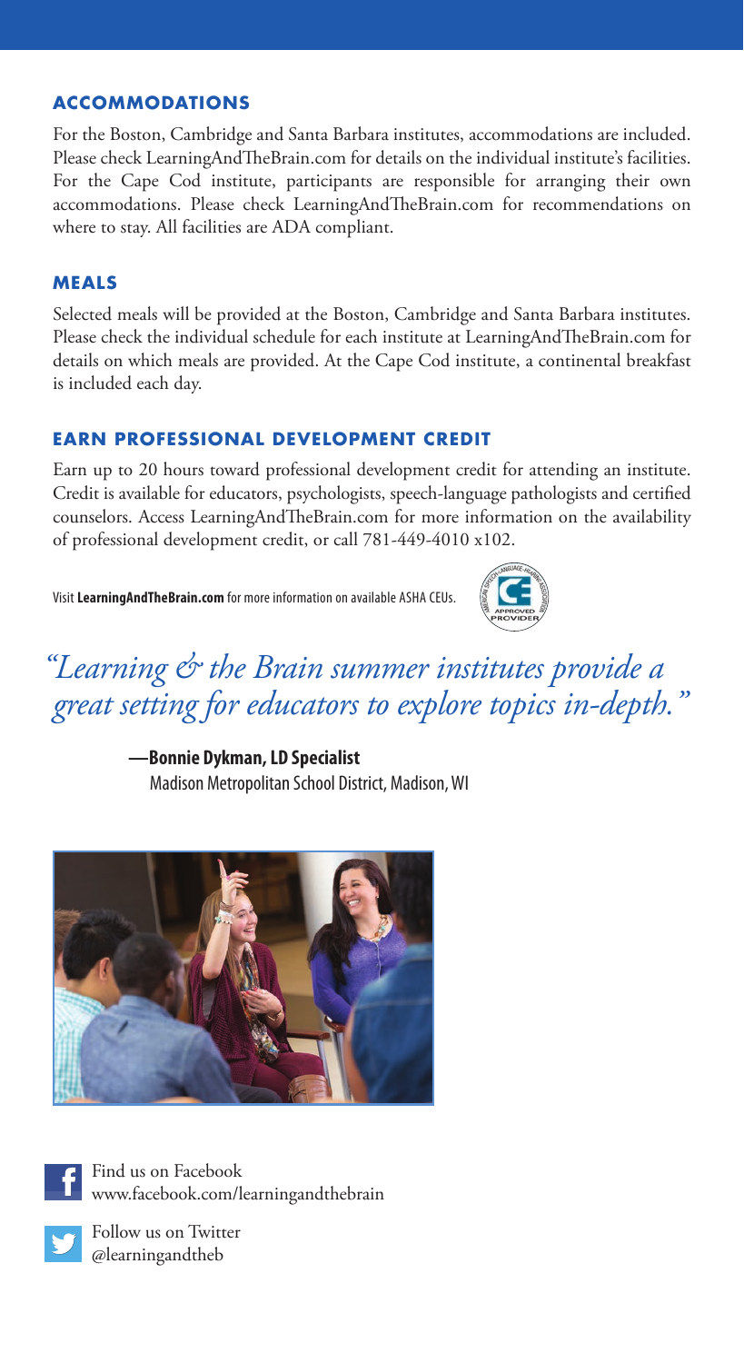## ACCOMMODATIONS

For the Boston, Cambridge and Santa Barbara institutes, accommodations are included. Please check LearningAndTheBrain.com for details on the individual institute's facilities. For the Cape Cod institute, participants are responsible for arranging their own accommodations. Please check LearningAndTheBrain.com for recommendations on where to stay. All facilities are ADA compliant.

## MEALS

Selected meals will be provided at the Boston, Cambridge and Santa Barbara institutes. Please check the individual schedule for each institute at LearningAndTheBrain.com for details on which meals are provided. At the Cape Cod institute, a continental breakfast is included each day.

## EARN PROFESSIONAL DEVELOPMENT CREDIT

Earn up to 20 hours toward professional development credit for attending an institute. Credit is available for educators, psychologists, speech-language pathologists and certified counselors. Access LearningAndTheBrain.com for more information on the availability of professional development credit, or call 781-449-4010 x102.

Visit **LearningAndTheBrain.com** for more information on available ASHA CEUs.

*"Learning & the Brain summer institutes provide a great setting for educators to explore topics in-depth."*

**—Bonnie Dykman, LD Specialist**
Madison Metropolitan School District, Madison, WI

Find us on Facebook
www.facebook.com/learningandthebrain

Follow us on Twitter
@learningandtheb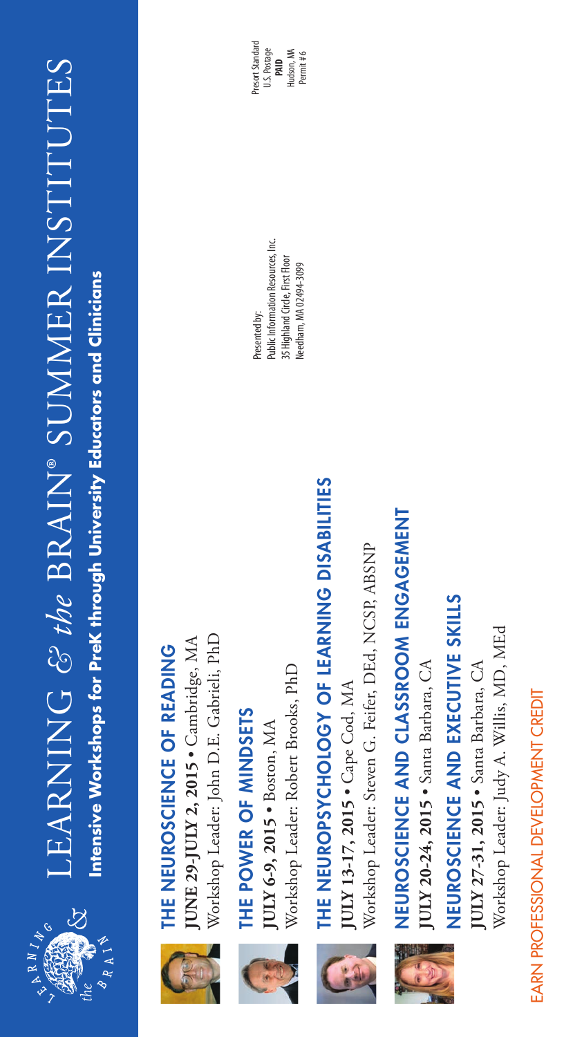# LEARNING & the BRAIN® SUMMER INSTITUTES

**Intensive Workshops for PreK through University Educators and Clinicians**

## THE NEUROSCIENCE OF READING

**JUNE 29-JULY 2, 2015** • Cambridge, MA
Workshop Leader: John D.E. Gabrieli, PhD

## THE POWER OF MINDSETS

**JULY 6-9, 2015** • Boston, MA
Workshop Leader: Robert Brooks, PhD

## THE NEUROPSYCHOLOGY OF LEARNING DISABILITIES

**JULY 13-17, 2015** • Cape Cod, MA
Workshop Leader: Steven G. Feifer, DEd, NCSP, ABSNP

## NEUROSCIENCE AND CLASSROOM ENGAGEMENT

**JULY 20-24, 2015** • Santa Barbara, CA

## NEUROSCIENCE AND EXECUTIVE SKILLS

**JULY 27-31, 2015** • Santa Barbara, CA
Workshop Leader: Judy A. Willis, MD, MEd

EARN PROFESSIONAL DEVELOPMENT CREDIT

Presented by:
Public Information Resources, Inc.
35 Highland Circle, First Floor
Needham, MA 02494-3099

Presort Standard
U.S. Postage
**PAID**
Hudson, MA
Permit # 6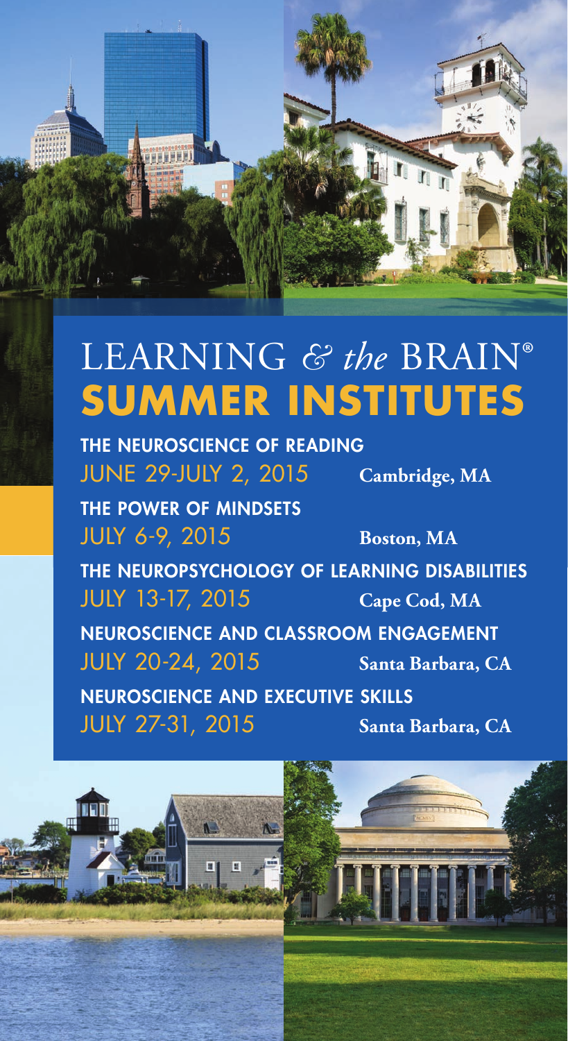# LEARNING *& the* BRAIN®

# SUMMER INSTITUTES

**THE NEUROSCIENCE OF READING**
JUNE 29-JULY 2, 2015 **Cambridge, MA**

**THE POWER OF MINDSETS**
JULY 6-9, 2015 **Boston, MA**

**THE NEUROPSYCHOLOGY OF LEARNING DISABILITIES**
JULY 13-17, 2015 **Cape Cod, MA**

**NEUROSCIENCE AND CLASSROOM ENGAGEMENT**
JULY 20-24, 2015 **Santa Barbara, CA**

**NEUROSCIENCE AND EXECUTIVE SKILLS**
JULY 27-31, 2015 **Santa Barbara, CA**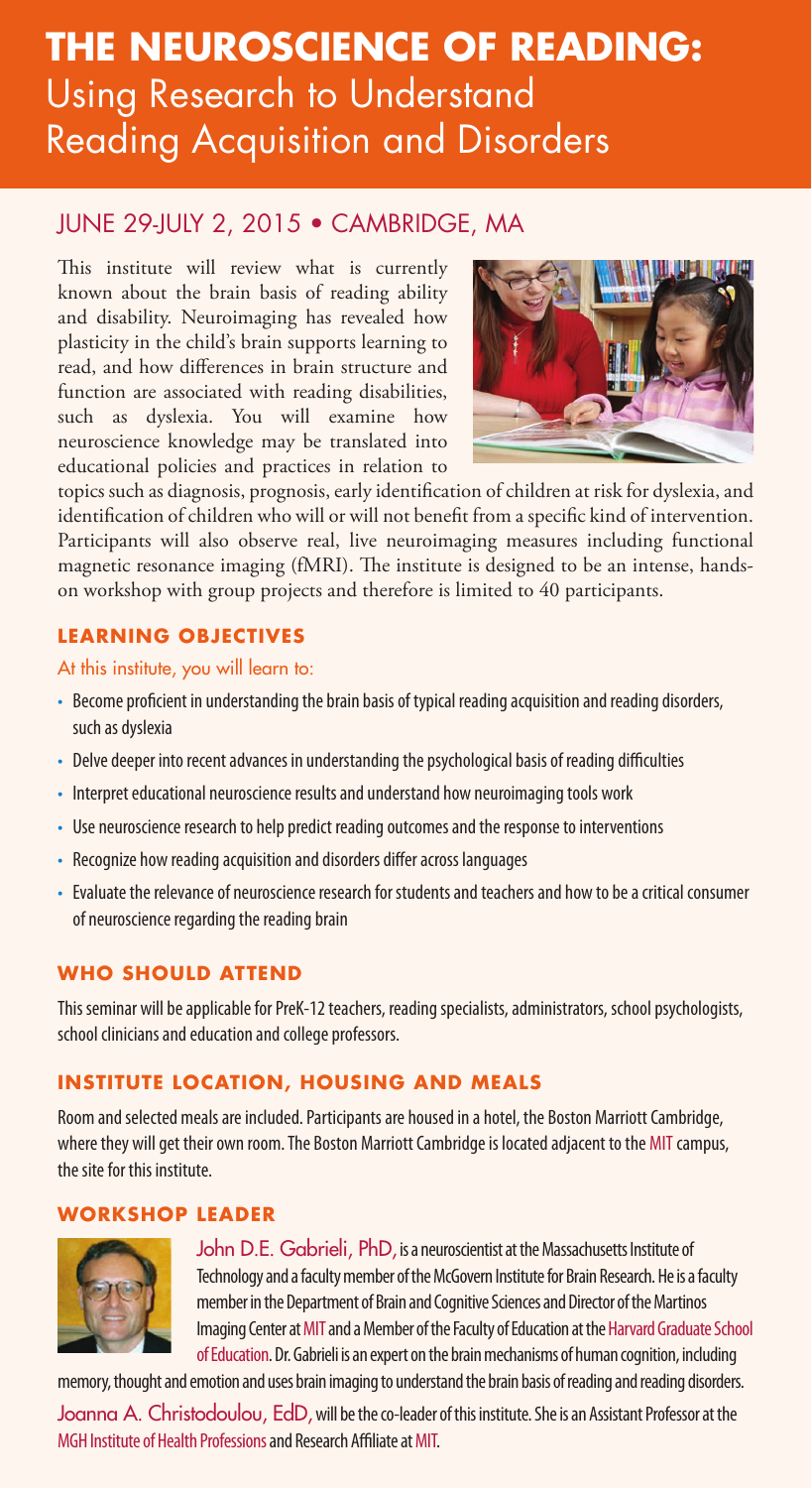# THE NEUROSCIENCE OF READING: Using Research to Understand Reading Acquisition and Disorders

## JUNE 29-JULY 2, 2015 • CAMBRIDGE, MA

This institute will review what is currently known about the brain basis of reading ability and disability. Neuroimaging has revealed how plasticity in the child's brain supports learning to read, and how differences in brain structure and function are associated with reading disabilities, such as dyslexia. You will examine how neuroscience knowledge may be translated into educational policies and practices in relation to topics such as diagnosis, prognosis, early identification of children at risk for dyslexia, and identification of children who will or will not benefit from a specific kind of intervention. Participants will also observe real, live neuroimaging measures including functional magnetic resonance imaging (fMRI). The institute is designed to be an intense, hands-on workshop with group projects and therefore is limited to 40 participants.

### LEARNING OBJECTIVES

At this institute, you will learn to:

- Become proficient in understanding the brain basis of typical reading acquisition and reading disorders, such as dyslexia
- Delve deeper into recent advances in understanding the psychological basis of reading difficulties
- Interpret educational neuroscience results and understand how neuroimaging tools work
- Use neuroscience research to help predict reading outcomes and the response to interventions
- Recognize how reading acquisition and disorders differ across languages
- Evaluate the relevance of neuroscience research for students and teachers and how to be a critical consumer of neuroscience regarding the reading brain

### WHO SHOULD ATTEND

This seminar will be applicable for PreK-12 teachers, reading specialists, administrators, school psychologists, school clinicians and education and college professors.

### INSTITUTE LOCATION, HOUSING AND MEALS

Room and selected meals are included. Participants are housed in a hotel, the Boston Marriott Cambridge, where they will get their own room. The Boston Marriott Cambridge is located adjacent to the MIT campus, the site for this institute.

### WORKSHOP LEADER

John D.E. Gabrieli, PhD, is a neuroscientist at the Massachusetts Institute of Technology and a faculty member of the McGovern Institute for Brain Research. He is a faculty member in the Department of Brain and Cognitive Sciences and Director of the Martinos Imaging Center at MIT and a Member of the Faculty of Education at the Harvard Graduate School of Education. Dr. Gabrieli is an expert on the brain mechanisms of human cognition, including memory, thought and emotion and uses brain imaging to understand the brain basis of reading and reading disorders.

Joanna A. Christodoulou, EdD, will be the co-leader of this institute. She is an Assistant Professor at the MGH Institute of Health Professions and Research Affiliate at MIT.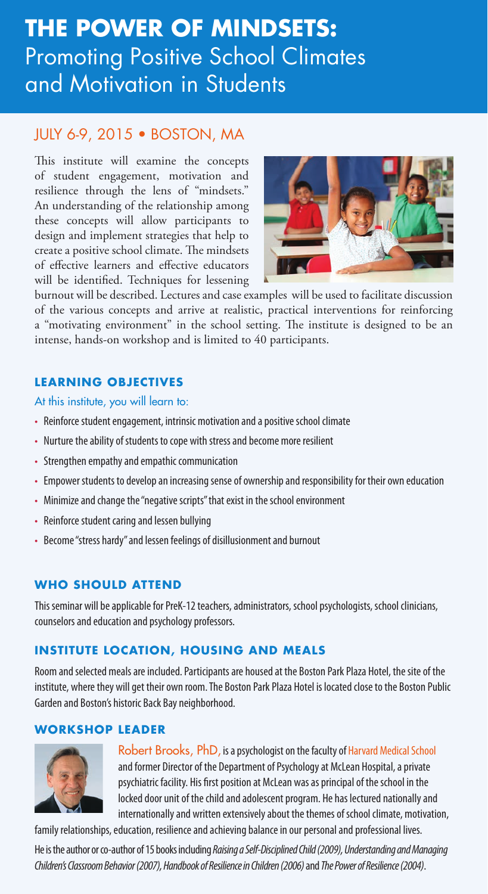# THE POWER OF MINDSETS: Promoting Positive School Climates and Motivation in Students

## JULY 6-9, 2015 • BOSTON, MA

This institute will examine the concepts of student engagement, motivation and resilience through the lens of "mindsets." An understanding of the relationship among these concepts will allow participants to design and implement strategies that help to create a positive school climate. The mindsets of effective learners and effective educators will be identified. Techniques for lessening burnout will be described. Lectures and case examples will be used to facilitate discussion of the various concepts and arrive at realistic, practical interventions for reinforcing a "motivating environment" in the school setting. The institute is designed to be an intense, hands-on workshop and is limited to 40 participants.

### LEARNING OBJECTIVES

At this institute, you will learn to:

- Reinforce student engagement, intrinsic motivation and a positive school climate
- Nurture the ability of students to cope with stress and become more resilient
- Strengthen empathy and empathic communication
- Empower students to develop an increasing sense of ownership and responsibility for their own education
- Minimize and change the "negative scripts" that exist in the school environment
- Reinforce student caring and lessen bullying
- Become "stress hardy" and lessen feelings of disillusionment and burnout

### WHO SHOULD ATTEND

This seminar will be applicable for PreK-12 teachers, administrators, school psychologists, school clinicians, counselors and education and psychology professors.

### INSTITUTE LOCATION, HOUSING AND MEALS

Room and selected meals are included. Participants are housed at the Boston Park Plaza Hotel, the site of the institute, where they will get their own room. The Boston Park Plaza Hotel is located close to the Boston Public Garden and Boston's historic Back Bay neighborhood.

### WORKSHOP LEADER

Robert Brooks, PhD, is a psychologist on the faculty of Harvard Medical School and former Director of the Department of Psychology at McLean Hospital, a private psychiatric facility. His first position at McLean was as principal of the school in the locked door unit of the child and adolescent program. He has lectured nationally and internationally and written extensively about the themes of school climate, motivation, family relationships, education, resilience and achieving balance in our personal and professional lives.

He is the author or co-author of 15 books including *Raising a Self-Disciplined Child (2009), Understanding and Managing Children's Classroom Behavior (2007), Handbook of Resilience in Children (2006)* and *The Power of Resilience (2004)*.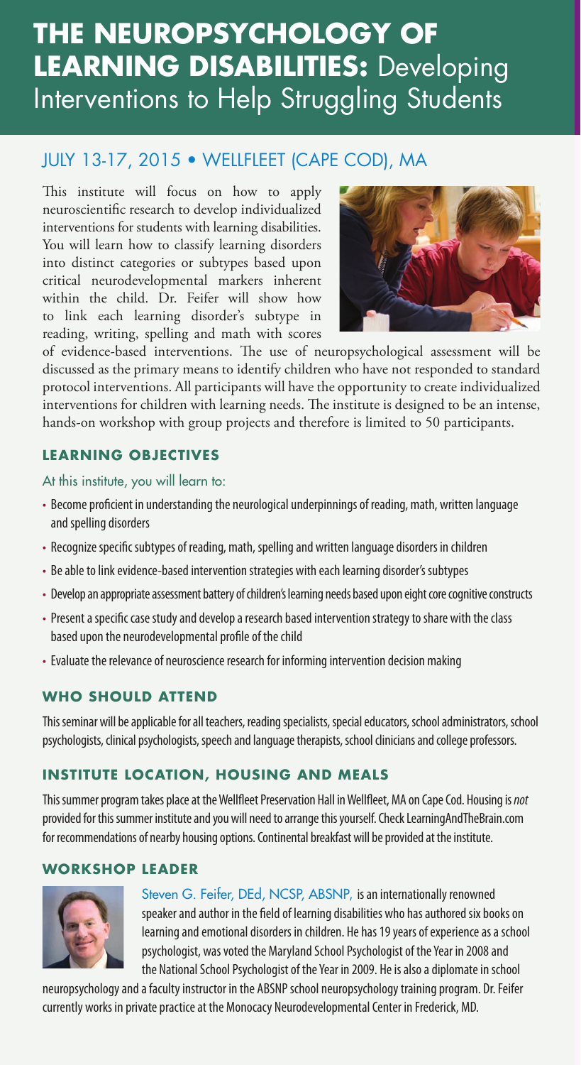# THE NEUROPSYCHOLOGY OF LEARNING DISABILITIES: Developing Interventions to Help Struggling Students

## JULY 13-17, 2015 • WELLFLEET (CAPE COD), MA

This institute will focus on how to apply neuroscientific research to develop individualized interventions for students with learning disabilities. You will learn how to classify learning disorders into distinct categories or subtypes based upon critical neurodevelopmental markers inherent within the child. Dr. Feifer will show how to link each learning disorder's subtype in reading, writing, spelling and math with scores of evidence-based interventions. The use of neuropsychological assessment will be discussed as the primary means to identify children who have not responded to standard protocol interventions. All participants will have the opportunity to create individualized interventions for children with learning needs. The institute is designed to be an intense, hands-on workshop with group projects and therefore is limited to 50 participants.

### LEARNING OBJECTIVES

At this institute, you will learn to:

- Become proficient in understanding the neurological underpinnings of reading, math, written language and spelling disorders
- Recognize specific subtypes of reading, math, spelling and written language disorders in children
- Be able to link evidence-based intervention strategies with each learning disorder's subtypes
- Develop an appropriate assessment battery of children's learning needs based upon eight core cognitive constructs
- Present a specific case study and develop a research based intervention strategy to share with the class based upon the neurodevelopmental profile of the child
- Evaluate the relevance of neuroscience research for informing intervention decision making

### WHO SHOULD ATTEND

This seminar will be applicable for all teachers, reading specialists, special educators, school administrators, school psychologists, clinical psychologists, speech and language therapists, school clinicians and college professors.

### INSTITUTE LOCATION, HOUSING AND MEALS

This summer program takes place at the Wellfleet Preservation Hall in Wellfleet, MA on Cape Cod. Housing is *not* provided for this summer institute and you will need to arrange this yourself. Check LearningAndTheBrain.com for recommendations of nearby housing options. Continental breakfast will be provided at the institute.

### WORKSHOP LEADER

Steven G. Feifer, DEd, NCSP, ABSNP, is an internationally renowned speaker and author in the field of learning disabilities who has authored six books on learning and emotional disorders in children. He has 19 years of experience as a school psychologist, was voted the Maryland School Psychologist of the Year in 2008 and the National School Psychologist of the Year in 2009. He is also a diplomate in school neuropsychology and a faculty instructor in the ABSNP school neuropsychology training program. Dr. Feifer currently works in private practice at the Monocacy Neurodevelopmental Center in Frederick, MD.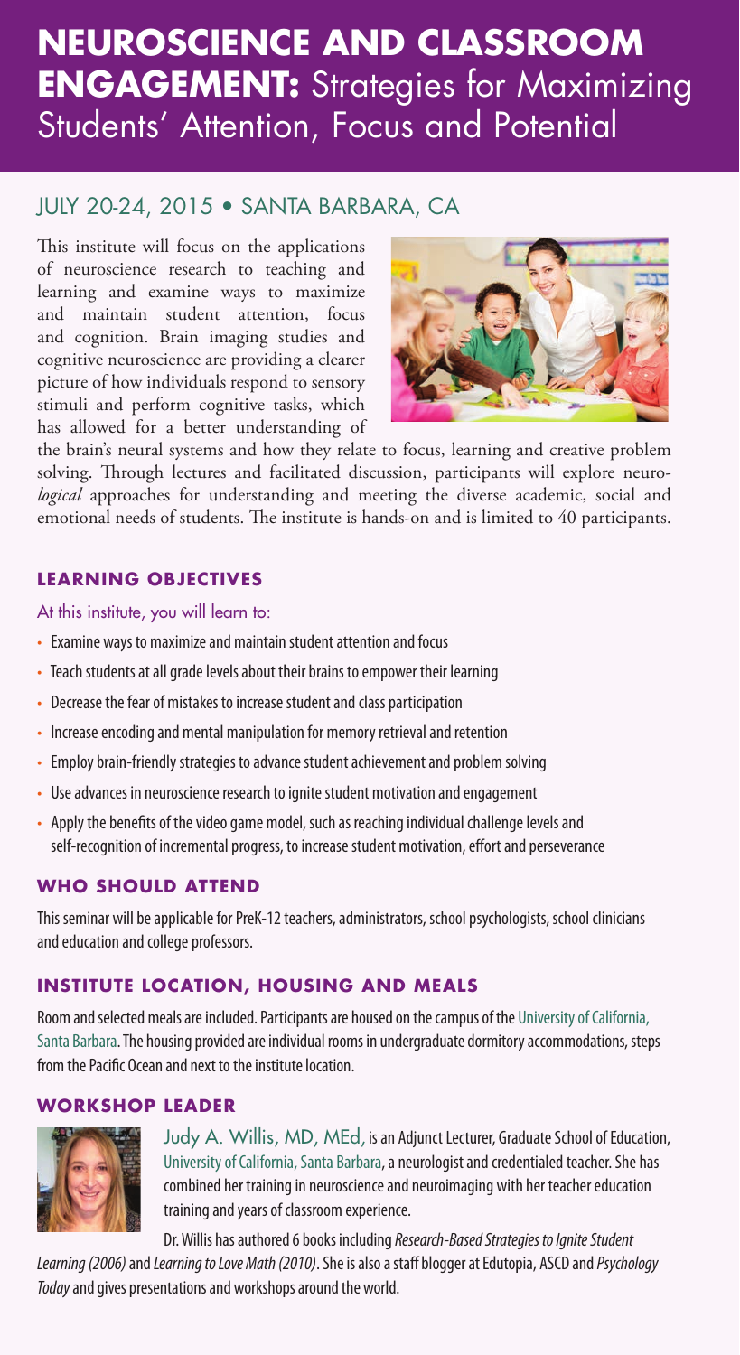# NEUROSCIENCE AND CLASSROOM ENGAGEMENT: Strategies for Maximizing Students' Attention, Focus and Potential

## JULY 20-24, 2015 • SANTA BARBARA, CA

This institute will focus on the applications of neuroscience research to teaching and learning and examine ways to maximize and maintain student attention, focus and cognition. Brain imaging studies and cognitive neuroscience are providing a clearer picture of how individuals respond to sensory stimuli and perform cognitive tasks, which has allowed for a better understanding of the brain's neural systems and how they relate to focus, learning and creative problem solving. Through lectures and facilitated discussion, participants will explore neuro-*logical* approaches for understanding and meeting the diverse academic, social and emotional needs of students. The institute is hands-on and is limited to 40 participants.

### LEARNING OBJECTIVES

At this institute, you will learn to:

- Examine ways to maximize and maintain student attention and focus
- Teach students at all grade levels about their brains to empower their learning
- Decrease the fear of mistakes to increase student and class participation
- Increase encoding and mental manipulation for memory retrieval and retention
- Employ brain-friendly strategies to advance student achievement and problem solving
- Use advances in neuroscience research to ignite student motivation and engagement
- Apply the benefits of the video game model, such as reaching individual challenge levels and self-recognition of incremental progress, to increase student motivation, effort and perseverance

### WHO SHOULD ATTEND

This seminar will be applicable for PreK-12 teachers, administrators, school psychologists, school clinicians and education and college professors.

### INSTITUTE LOCATION, HOUSING AND MEALS

Room and selected meals are included. Participants are housed on the campus of the University of California, Santa Barbara. The housing provided are individual rooms in undergraduate dormitory accommodations, steps from the Pacific Ocean and next to the institute location.

### WORKSHOP LEADER

Judy A. Willis, MD, MEd, is an Adjunct Lecturer, Graduate School of Education, University of California, Santa Barbara, a neurologist and credentialed teacher. She has combined her training in neuroscience and neuroimaging with her teacher education training and years of classroom experience.

Dr. Willis has authored 6 books including *Research-Based Strategies to Ignite Student Learning (2006)* and *Learning to Love Math (2010)*. She is also a staff blogger at Edutopia, ASCD and *Psychology Today* and gives presentations and workshops around the world.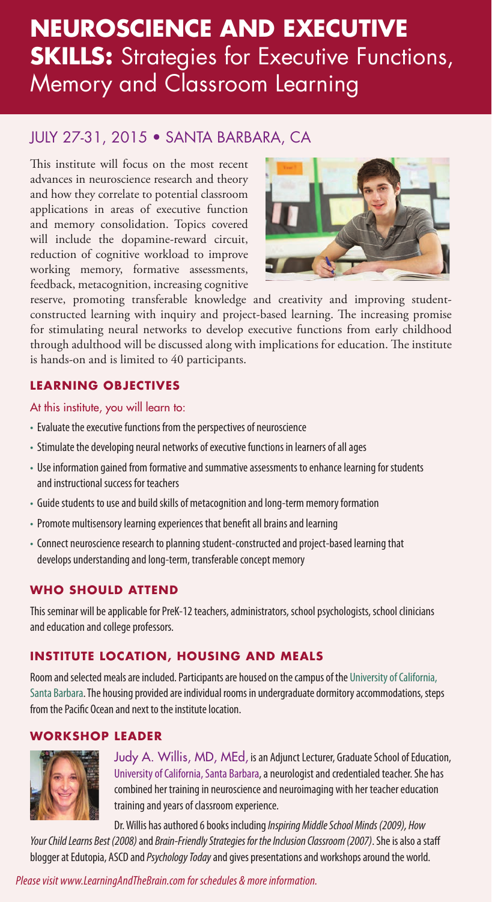# NEUROSCIENCE AND EXECUTIVE SKILLS: Strategies for Executive Functions, Memory and Classroom Learning

## JULY 27-31, 2015 • SANTA BARBARA, CA

This institute will focus on the most recent advances in neuroscience research and theory and how they correlate to potential classroom applications in areas of executive function and memory consolidation. Topics covered will include the dopamine-reward circuit, reduction of cognitive workload to improve working memory, formative assessments, feedback, metacognition, increasing cognitive reserve, promoting transferable knowledge and creativity and improving student-constructed learning with inquiry and project-based learning. The increasing promise for stimulating neural networks to develop executive functions from early childhood through adulthood will be discussed along with implications for education. The institute is hands-on and is limited to 40 participants.

### LEARNING OBJECTIVES

At this institute, you will learn to:

- Evaluate the executive functions from the perspectives of neuroscience
- Stimulate the developing neural networks of executive functions in learners of all ages
- Use information gained from formative and summative assessments to enhance learning for students and instructional success for teachers
- Guide students to use and build skills of metacognition and long-term memory formation
- Promote multisensory learning experiences that benefit all brains and learning
- Connect neuroscience research to planning student-constructed and project-based learning that develops understanding and long-term, transferable concept memory

### WHO SHOULD ATTEND

This seminar will be applicable for PreK-12 teachers, administrators, school psychologists, school clinicians and education and college professors.

### INSTITUTE LOCATION, HOUSING AND MEALS

Room and selected meals are included. Participants are housed on the campus of the University of California, Santa Barbara. The housing provided are individual rooms in undergraduate dormitory accommodations, steps from the Pacific Ocean and next to the institute location.

### WORKSHOP LEADER

Judy A. Willis, MD, MEd, is an Adjunct Lecturer, Graduate School of Education, University of California, Santa Barbara, a neurologist and credentialed teacher. She has combined her training in neuroscience and neuroimaging with her teacher education training and years of classroom experience.

Dr. Willis has authored 6 books including *Inspiring Middle School Minds (2009), How Your Child Learns Best (2008)* and *Brain-Friendly Strategies for the Inclusion Classroom (2007)*. She is also a staff blogger at Edutopia, ASCD and *Psychology Today* and gives presentations and workshops around the world.

*Please visit www.LearningAndTheBrain.com for schedules & more information.*